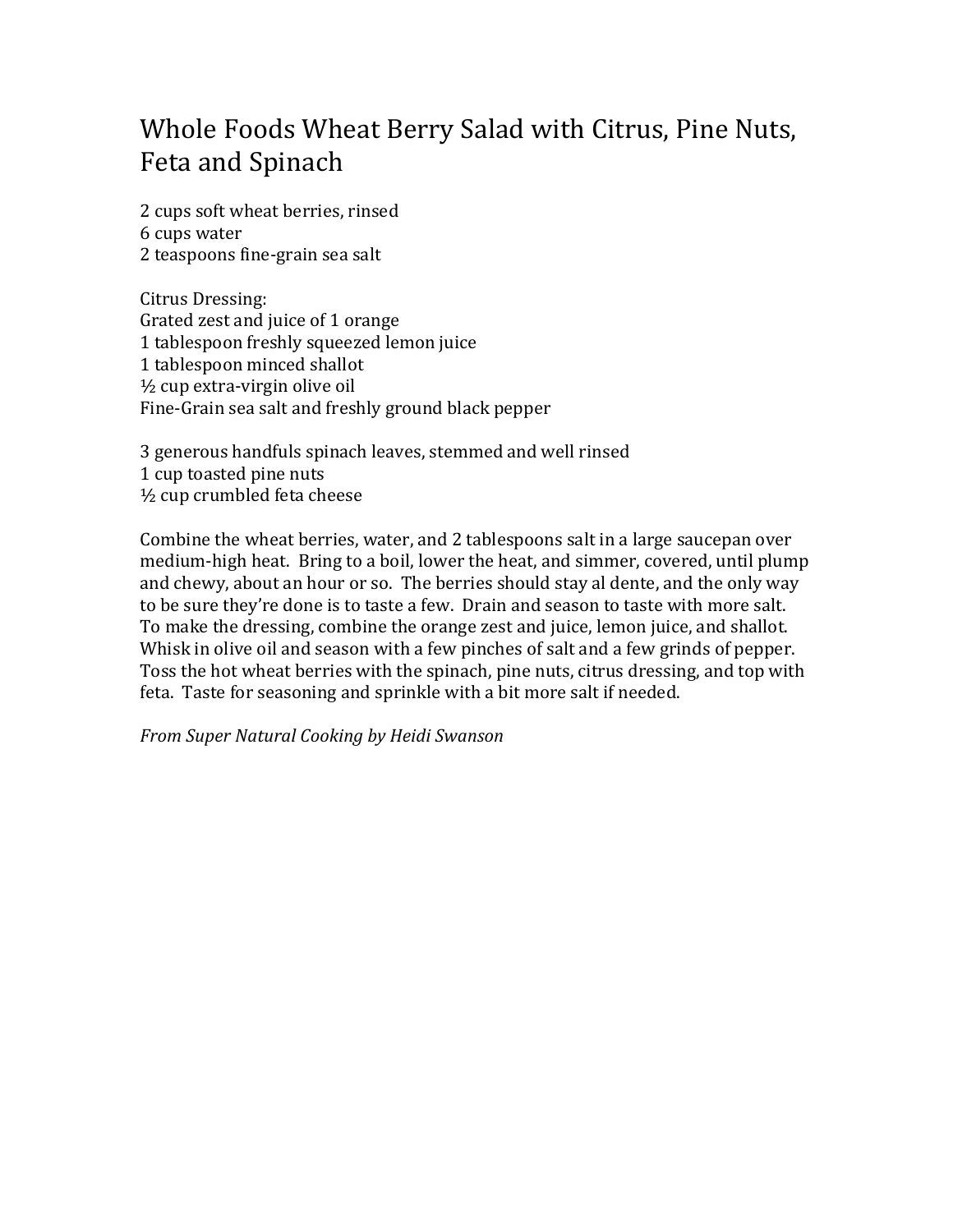# Whole Foods Wheat Berry Salad with Citrus, Pine Nuts, Feta and Spinach

2 cups soft wheat berries, rinsed
6 cups water
2 teaspoons fine-grain sea salt

Citrus Dressing:
Grated zest and juice of 1 orange
1 tablespoon freshly squeezed lemon juice
1 tablespoon minced shallot
½ cup extra-virgin olive oil
Fine-Grain sea salt and freshly ground black pepper

3 generous handfuls spinach leaves, stemmed and well rinsed
1 cup toasted pine nuts
½ cup crumbled feta cheese

Combine the wheat berries, water, and 2 tablespoons salt in a large saucepan over medium-high heat. Bring to a boil, lower the heat, and simmer, covered, until plump and chewy, about an hour or so. The berries should stay al dente, and the only way to be sure they're done is to taste a few. Drain and season to taste with more salt. To make the dressing, combine the orange zest and juice, lemon juice, and shallot. Whisk in olive oil and season with a few pinches of salt and a few grinds of pepper. Toss the hot wheat berries with the spinach, pine nuts, citrus dressing, and top with feta. Taste for seasoning and sprinkle with a bit more salt if needed.

*From Super Natural Cooking by Heidi Swanson*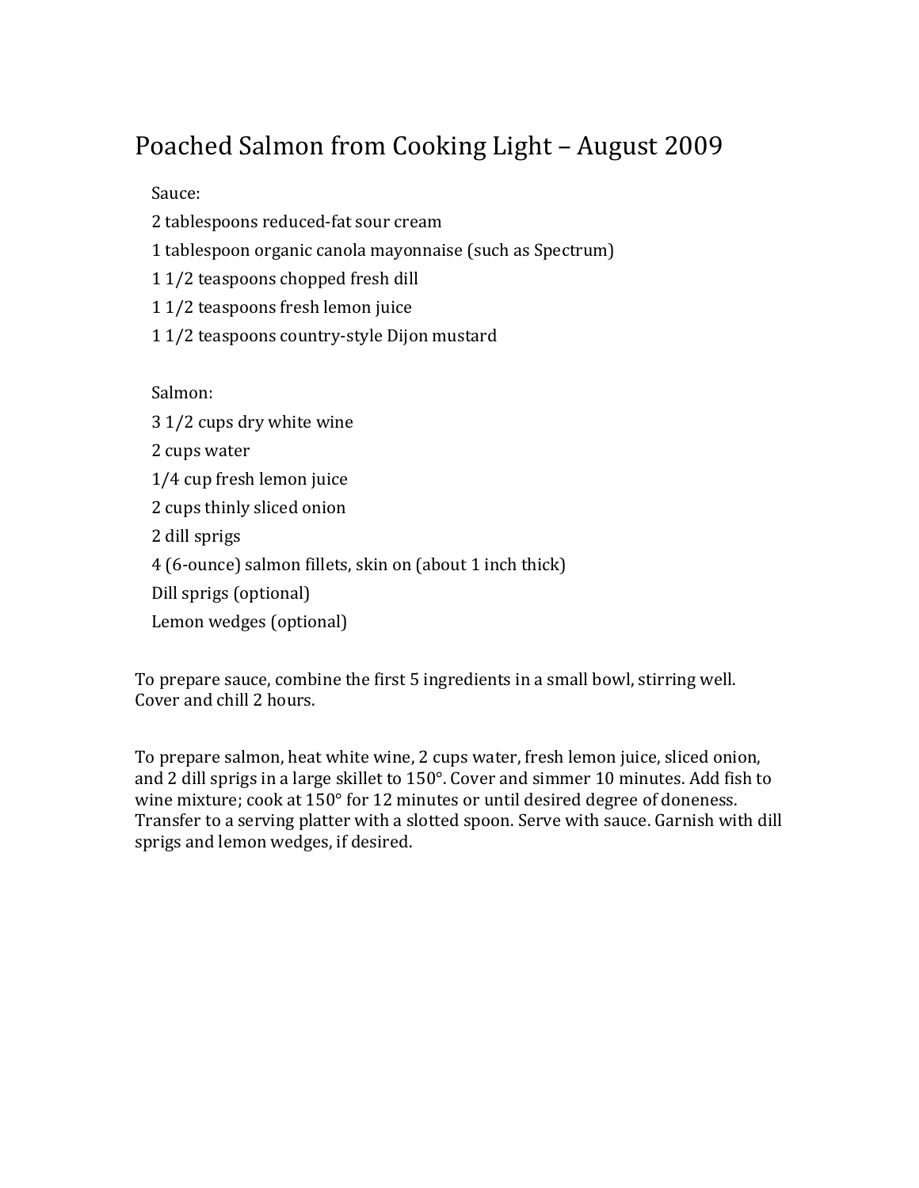# Poached Salmon from Cooking Light – August 2009

Sauce:

2 tablespoons reduced-fat sour cream

1 tablespoon organic canola mayonnaise (such as Spectrum)

1 1/2 teaspoons chopped fresh dill

1 1/2 teaspoons fresh lemon juice

1 1/2 teaspoons country-style Dijon mustard

Salmon:

3 1/2 cups dry white wine

2 cups water

1/4 cup fresh lemon juice

2 cups thinly sliced onion

2 dill sprigs

4 (6-ounce) salmon fillets, skin on (about 1 inch thick)

Dill sprigs (optional)

Lemon wedges (optional)

To prepare sauce, combine the first 5 ingredients in a small bowl, stirring well. Cover and chill 2 hours.

To prepare salmon, heat white wine, 2 cups water, fresh lemon juice, sliced onion, and 2 dill sprigs in a large skillet to 150°. Cover and simmer 10 minutes. Add fish to wine mixture; cook at 150° for 12 minutes or until desired degree of doneness. Transfer to a serving platter with a slotted spoon. Serve with sauce. Garnish with dill sprigs and lemon wedges, if desired.